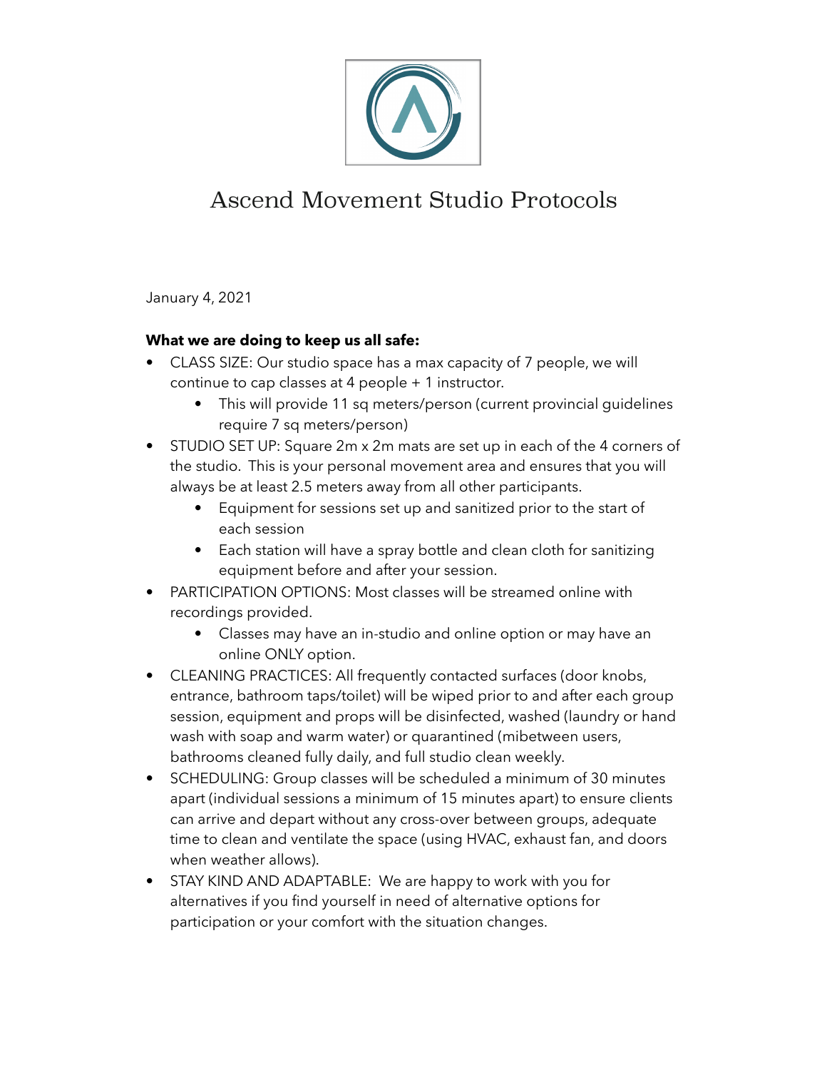# Ascend Movement Studio Protocols

January 4, 2021

**What we are doing to keep us all safe:**

- CLASS SIZE: Our studio space has a max capacity of 7 people, we will continue to cap classes at 4 people + 1 instructor.
  - This will provide 11 sq meters/person (current provincial guidelines require 7 sq meters/person)
- STUDIO SET UP: Square 2m x 2m mats are set up in each of the 4 corners of the studio. This is your personal movement area and ensures that you will always be at least 2.5 meters away from all other participants.
  - Equipment for sessions set up and sanitized prior to the start of each session
  - Each station will have a spray bottle and clean cloth for sanitizing equipment before and after your session.
- PARTICIPATION OPTIONS: Most classes will be streamed online with recordings provided.
  - Classes may have an in-studio and online option or may have an online ONLY option.
- CLEANING PRACTICES: All frequently contacted surfaces (door knobs, entrance, bathroom taps/toilet) will be wiped prior to and after each group session, equipment and props will be disinfected, washed (laundry or hand wash with soap and warm water) or quarantined (mibetween users, bathrooms cleaned fully daily, and full studio clean weekly.
- SCHEDULING: Group classes will be scheduled a minimum of 30 minutes apart (individual sessions a minimum of 15 minutes apart) to ensure clients can arrive and depart without any cross-over between groups, adequate time to clean and ventilate the space (using HVAC, exhaust fan, and doors when weather allows).
- STAY KIND AND ADAPTABLE: We are happy to work with you for alternatives if you find yourself in need of alternative options for participation or your comfort with the situation changes.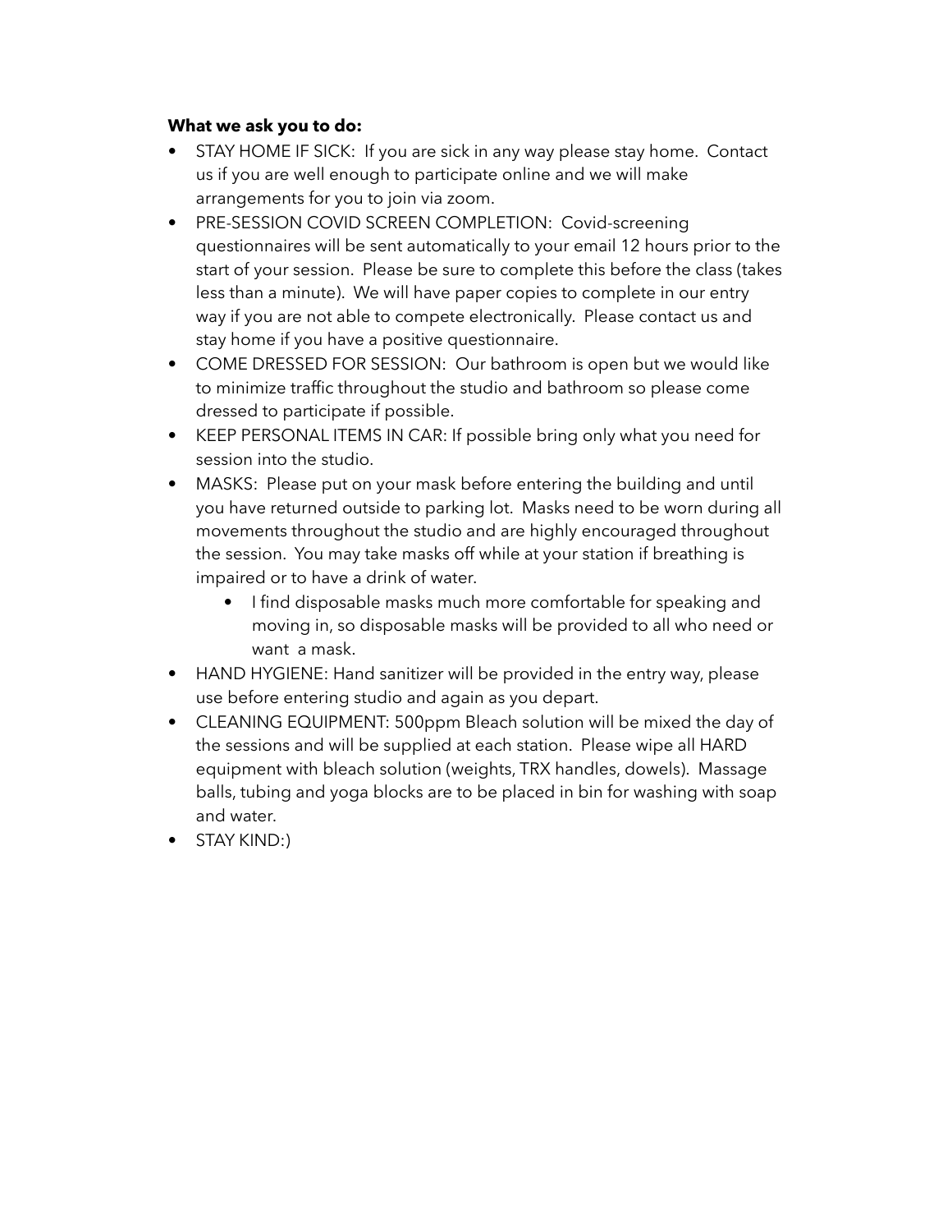**What we ask you to do:**

- STAY HOME IF SICK: If you are sick in any way please stay home. Contact us if you are well enough to participate online and we will make arrangements for you to join via zoom.
- PRE-SESSION COVID SCREEN COMPLETION: Covid-screening questionnaires will be sent automatically to your email 12 hours prior to the start of your session. Please be sure to complete this before the class (takes less than a minute). We will have paper copies to complete in our entry way if you are not able to compete electronically. Please contact us and stay home if you have a positive questionnaire.
- COME DRESSED FOR SESSION: Our bathroom is open but we would like to minimize traffic throughout the studio and bathroom so please come dressed to participate if possible.
- KEEP PERSONAL ITEMS IN CAR: If possible bring only what you need for session into the studio.
- MASKS: Please put on your mask before entering the building and until you have returned outside to parking lot. Masks need to be worn during all movements throughout the studio and are highly encouraged throughout the session. You may take masks off while at your station if breathing is impaired or to have a drink of water.
    - I find disposable masks much more comfortable for speaking and moving in, so disposable masks will be provided to all who need or want a mask.
- HAND HYGIENE: Hand sanitizer will be provided in the entry way, please use before entering studio and again as you depart.
- CLEANING EQUIPMENT: 500ppm Bleach solution will be mixed the day of the sessions and will be supplied at each station. Please wipe all HARD equipment with bleach solution (weights, TRX handles, dowels). Massage balls, tubing and yoga blocks are to be placed in bin for washing with soap and water.
- STAY KIND:)